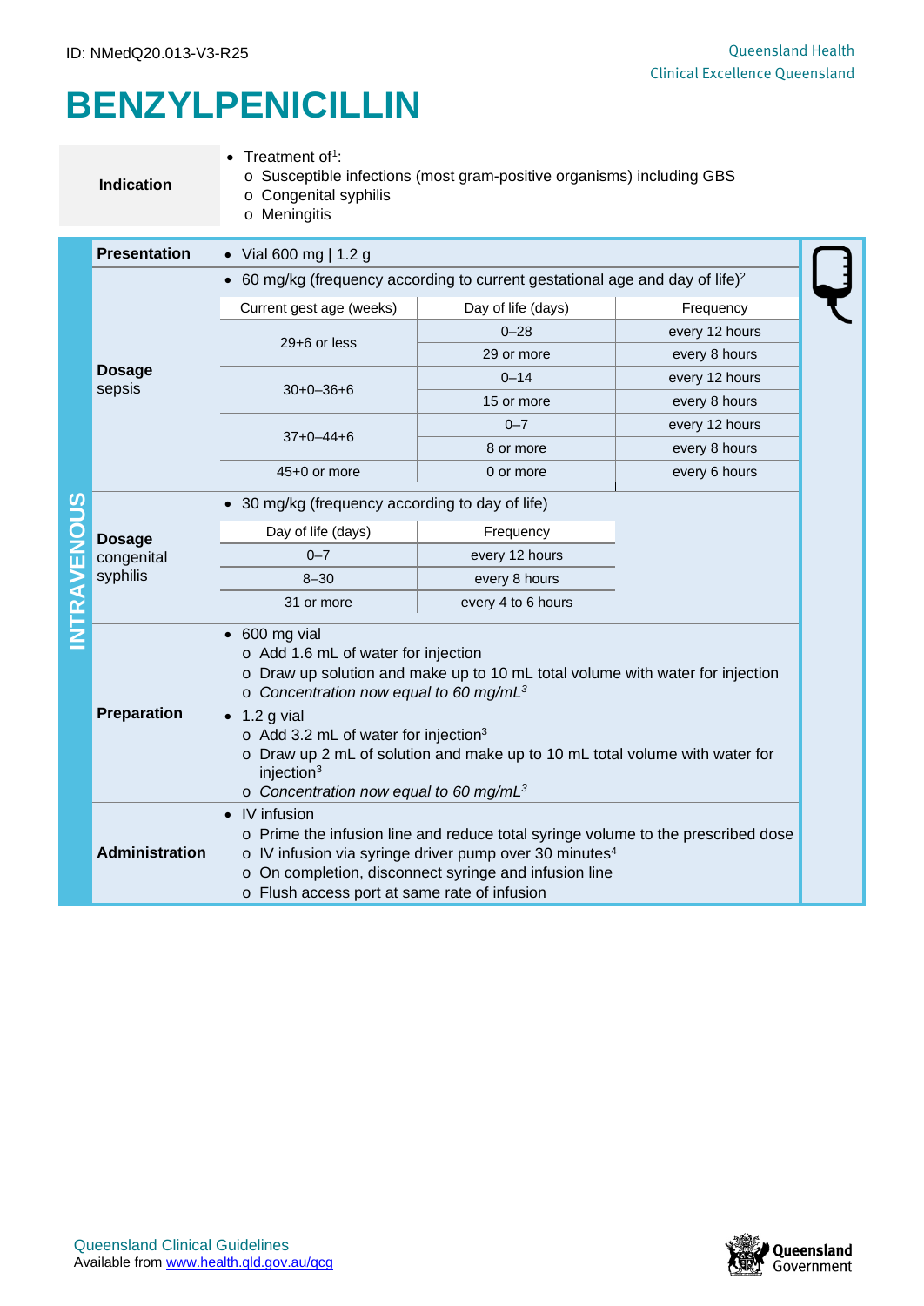ID: NMedQ20.013-V3-R25

# BENZYLPENICILLIN

**Indication**

- Treatment of[1]:
  - Susceptible infections (most gram-positive organisms) including GBS
  - Congenital syphilis
  - Meningitis

## INTRAVENOUS

**Presentation**

- Vial 600 mg | 1.2 g

**Dosage sepsis**

- 60 mg/kg (frequency according to current gestational age and day of life)[2]

| Current gest age (weeks) | Day of life (days) | Frequency |
|---|---|---|
| 29+6 or less | 0–28 | every 12 hours |
| | 29 or more | every 8 hours |
| 30+0–36+6 | 0–14 | every 12 hours |
| | 15 or more | every 8 hours |
| 37+0–44+6 | 0–7 | every 12 hours |
| | 8 or more | every 8 hours |
| 45+0 or more | 0 or more | every 6 hours |

**Dosage congenital syphilis**

- 30 mg/kg (frequency according to day of life)

| Day of life (days) | Frequency |
|---|---|
| 0–7 | every 12 hours |
| 8–30 | every 8 hours |
| 31 or more | every 4 to 6 hours |

**Preparation**

- 600 mg vial
  - Add 1.6 mL of water for injection
  - Draw up solution and make up to 10 mL total volume with water for injection
  - *Concentration now equal to 60 mg/mL[3]*
- 1.2 g vial
  - Add 3.2 mL of water for injection[3]
  - Draw up 2 mL of solution and make up to 10 mL total volume with water for injection[3]
  - *Concentration now equal to 60 mg/mL[3]*

**Administration**

- IV infusion
  - Prime the infusion line and reduce total syringe volume to the prescribed dose
  - IV infusion via syringe driver pump over 30 minutes[4]
  - On completion, disconnect syringe and infusion line
  - Flush access port at same rate of infusion

Queensland Clinical Guidelines
Available from www.health.qld.gov.au/qcg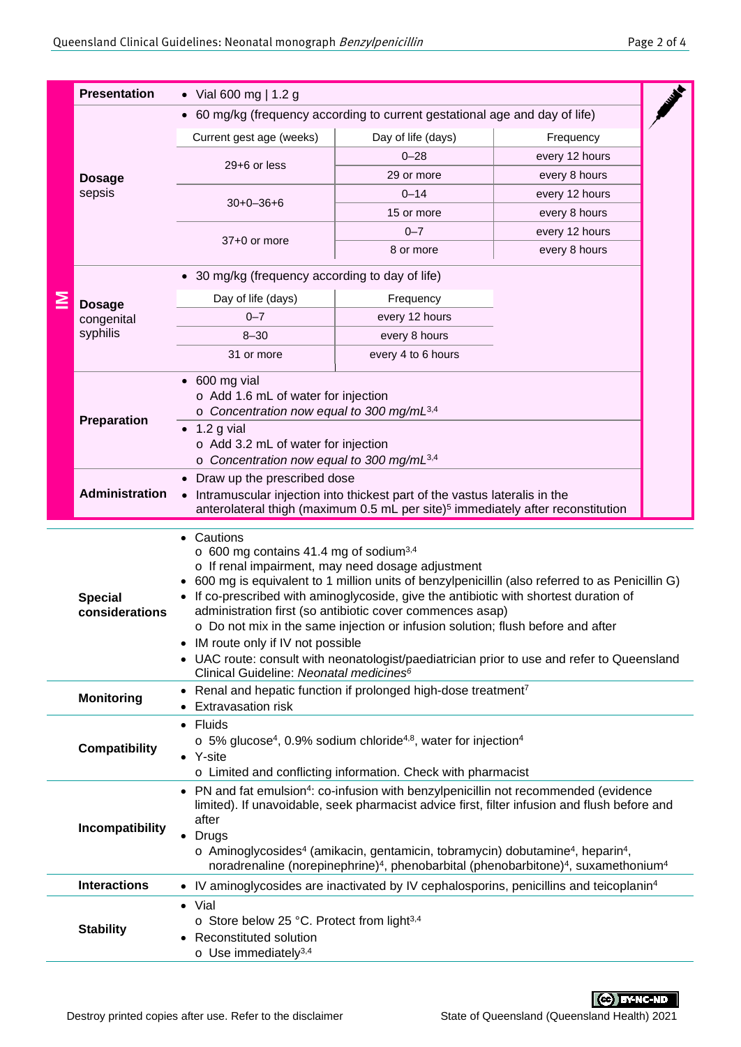## IM

| | |
|---|---|
| **Presentation** | • Vial 600 mg \| 1.2 g |
| **Dosage** sepsis | • 60 mg/kg (frequency according to current gestational age and day of life) |

| Current gest age (weeks) | Day of life (days) | Frequency |
|---|---|---|
| 29+6 or less | 0–28 | every 12 hours |
| | 29 or more | every 8 hours |
| 30+0–36+6 | 0–14 | every 12 hours |
| | 15 or more | every 8 hours |
| 37+0 or more | 0–7 | every 12 hours |
| | 8 or more | every 8 hours |

**Dosage** congenital syphilis

- 30 mg/kg (frequency according to day of life)

| Day of life (days) | Frequency |
|---|---|
| 0–7 | every 12 hours |
| 8–30 | every 8 hours |
| 31 or more | every 4 to 6 hours |

**Preparation**

- 600 mg vial
  - Add 1.6 mL of water for injection
  - *Concentration now equal to 300 mg/mL*[3,4]
- 1.2 g vial
  - Add 3.2 mL of water for injection
  - *Concentration now equal to 300 mg/mL*[3,4]

**Administration**

- Draw up the prescribed dose
- Intramuscular injection into thickest part of the vastus lateralis in the anterolateral thigh (maximum 0.5 mL per site)[5] immediately after reconstitution

**Special considerations**

- Cautions
  - 600 mg contains 41.4 mg of sodium[3,4]
  - If renal impairment, may need dosage adjustment
- 600 mg is equivalent to 1 million units of benzylpenicillin (also referred to as Penicillin G)
- If co-prescribed with aminoglycoside, give the antibiotic with shortest duration of administration first (so antibiotic cover commences asap)
  - Do not mix in the same injection or infusion solution; flush before and after
- IM route only if IV not possible
- UAC route: consult with neonatologist/paediatrician prior to use and refer to Queensland Clinical Guideline: *Neonatal medicines*[6]

**Monitoring**

- Renal and hepatic function if prolonged high-dose treatment[7]
- Extravasation risk

**Compatibility**

- Fluids
  - 5% glucose[4], 0.9% sodium chloride[4,8], water for injection[4]
- Y-site
  - Limited and conflicting information. Check with pharmacist

**Incompatibility**

- PN and fat emulsion[4]: co-infusion with benzylpenicillin not recommended (evidence limited). If unavoidable, seek pharmacist advice first, filter infusion and flush before and after
- Drugs
  - Aminoglycosides[4] (amikacin, gentamicin, tobramycin) dobutamine[4], heparin[4], noradrenaline (norepinephrine)[4], phenobarbital (phenobarbitone)[4], suxamethonium[4]

**Interactions**

- IV aminoglycosides are inactivated by IV cephalosporins, penicillins and teicoplanin[4]

**Stability**

- Vial
  - Store below 25 °C. Protect from light[3,4]
- Reconstituted solution
  - Use immediately[3,4]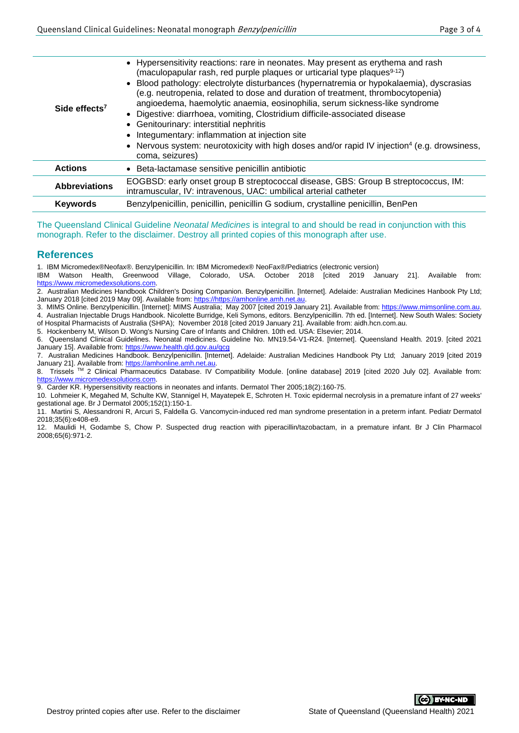| | |
|---|---|
| **Side effects**[7] | • Hypersensitivity reactions: rare in neonates. May present as erythema and rash (maculopapular rash, red purple plaques or urticarial type plaques[9-12])<br>• Blood pathology: electrolyte disturbances (hypernatremia or hypokalaemia), dyscrasias (e.g. neutropenia, related to dose and duration of treatment, thrombocytopenia) angioedema, haemolytic anaemia, eosinophilia, serum sickness-like syndrome<br>• Digestive: diarrhoea, vomiting, Clostridium difficile-associated disease<br>• Genitourinary: interstitial nephritis<br>• Integumentary: inflammation at injection site<br>• Nervous system: neurotoxicity with high doses and/or rapid IV injection[4] (e.g. drowsiness, coma, seizures) |
| **Actions** | • Beta-lactamase sensitive penicillin antibiotic |
| **Abbreviations** | EOGBSD: early onset group B streptococcal disease, GBS: Group B streptococcus, IM: intramuscular, IV: intravenous, UAC: umbilical arterial catheter |
| **Keywords** | Benzylpenicillin, penicillin, penicillin G sodium, crystalline penicillin, BenPen |

The Queensland Clinical Guideline *Neonatal Medicines* is integral to and should be read in conjunction with this monograph. Refer to the disclaimer. Destroy all printed copies of this monograph after use.

## References

1. IBM Micromedex®Neofax®. Benzylpenicillin. In: IBM Micromedex® NeoFax®/Pediatrics (electronic version) IBM Watson Health, Greenwood Village, Colorado, USA. October 2018 [cited 2019 January 21]. Available from: https://www.micromedexsolutions.com.
2. Australian Medicines Handbook Children's Dosing Companion. Benzylpenicillin. [Internet]. Adelaide: Australian Medicines Hanbook Pty Ltd; January 2018 [cited 2019 May 09]. Available from: https://https://amhonline.amh.net.au.
3. MIMS Online. Benzylpenicillin. [Internet]: MIMS Australia; May 2007 [cited 2019 January 21]. Available from: https://www.mimsonline.com.au.
4. Australian Injectable Drugs Handbook. Nicolette Burridge, Keli Symons, editors. Benzylpenicillin. 7th ed. [Internet]. New South Wales: Society of Hospital Pharmacists of Australia (SHPA); November 2018 [cited 2019 January 21]. Available from: aidh.hcn.com.au.
5. Hockenberry M, Wilson D. Wong's Nursing Care of Infants and Children. 10th ed. USA: Elsevier; 2014.
6. Queensland Clinical Guidelines. Neonatal medicines. Guideline No. MN19.54-V1-R24. [Internet]. Queensland Health. 2019. [cited 2021 January 15]. Available from: https://www.health.qld.gov.au/qcg
7. Australian Medicines Handbook. Benzylpenicillin. [Internet]. Adelaide: Australian Medicines Handbook Pty Ltd; January 2019 [cited 2019 January 21]. Available from: https://amhonline.amh.net.au.
8. Trissels ™ 2 Clinical Pharmaceutics Database. IV Compatibility Module. [online database] 2019 [cited 2020 July 02]. Available from: https://www.micromedexsolutions.com.
9. Carder KR. Hypersensitivity reactions in neonates and infants. Dermatol Ther 2005;18(2):160-75.
10. Lohmeier K, Megahed M, Schulte KW, Stannigel H, Mayatepek E, Schroten H. Toxic epidermal necrolysis in a premature infant of 27 weeks' gestational age. Br J Dermatol 2005;152(1):150-1.
11. Martini S, Alessandroni R, Arcuri S, Faldella G. Vancomycin-induced red man syndrome presentation in a preterm infant. Pediatr Dermatol 2018;35(6):e408-e9.
12. Maulidi H, Godambe S, Chow P. Suspected drug reaction with piperacillin/tazobactam, in a premature infant. Br J Clin Pharmacol 2008;65(6):971-2.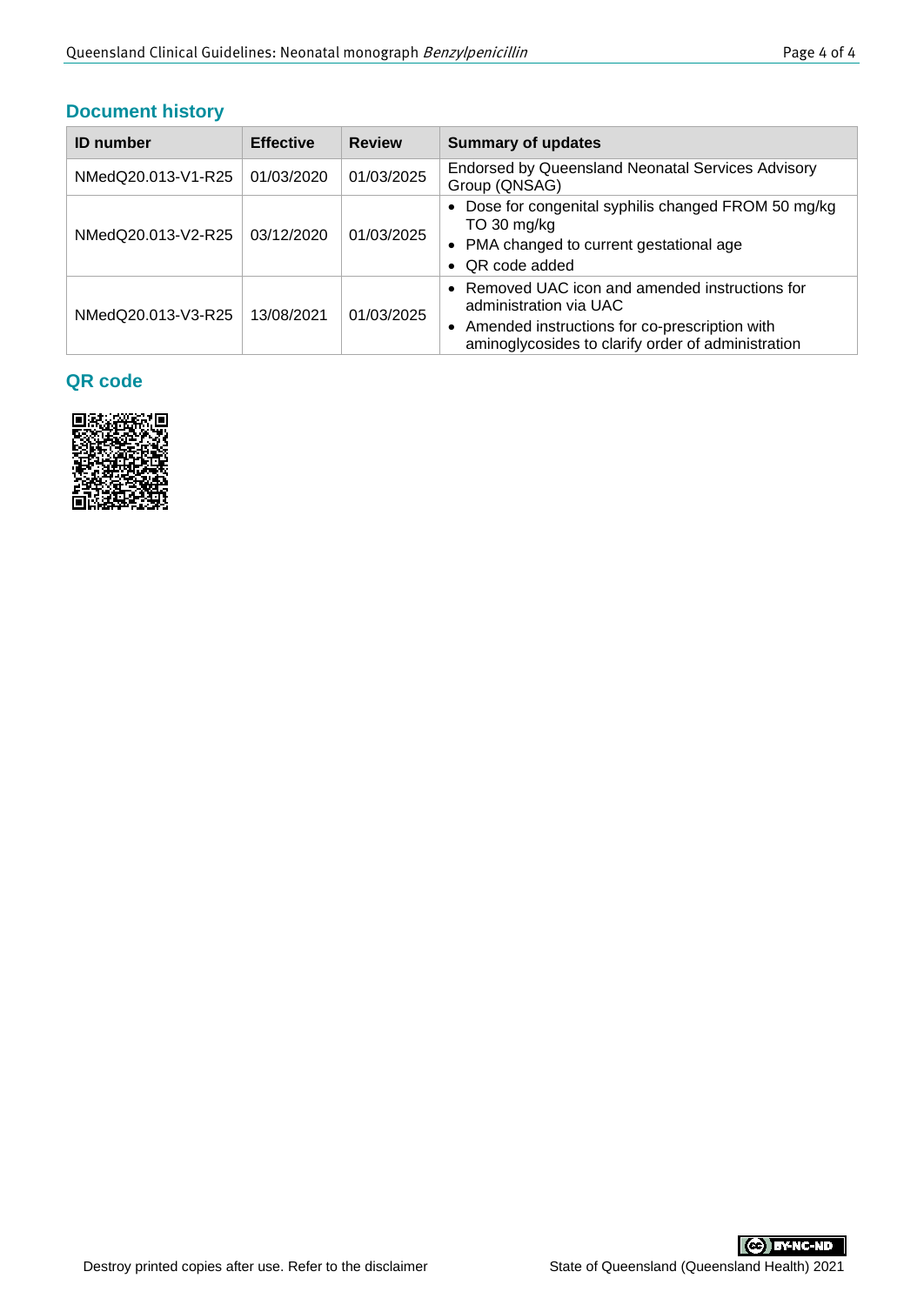## Document history

| ID number | Effective | Review | Summary of updates |
| --- | --- | --- | --- |
| NMedQ20.013-V1-R25 | 01/03/2020 | 01/03/2025 | Endorsed by Queensland Neonatal Services Advisory Group (QNSAG) |
| NMedQ20.013-V2-R25 | 03/12/2020 | 01/03/2025 | • Dose for congenital syphilis changed FROM 50 mg/kg TO 30 mg/kg<br>• PMA changed to current gestational age<br>• QR code added |
| NMedQ20.013-V3-R25 | 13/08/2021 | 01/03/2025 | • Removed UAC icon and amended instructions for administration via UAC<br>• Amended instructions for co-prescription with aminoglycosides to clarify order of administration |

## QR code

Destroy printed copies after use. Refer to the disclaimer

State of Queensland (Queensland Health) 2021